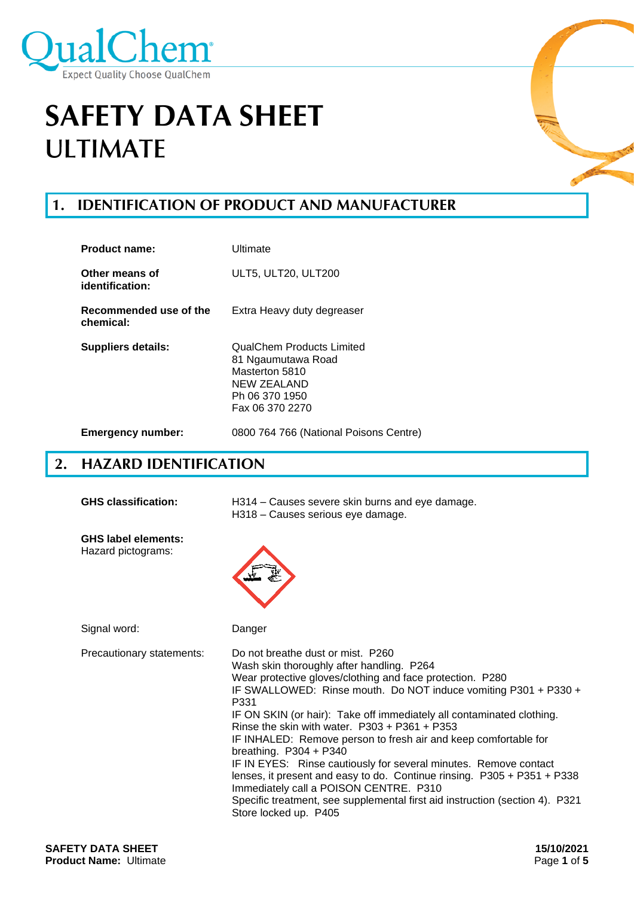QualChem
Expect Quality Choose QualChem

# SAFETY DATA SHEET
# ULTIMATE

## 1. IDENTIFICATION OF PRODUCT AND MANUFACTURER

**Product name:** Ultimate

**Other means of identification:** ULT5, ULT20, ULT200

**Recommended use of the chemical:** Extra Heavy duty degreaser

**Suppliers details:** QualChem Products Limited
81 Ngaumutawa Road
Masterton 5810
NEW ZEALAND
Ph 06 370 1950
Fax 06 370 2270

**Emergency number:** 0800 764 766 (National Poisons Centre)

## 2. HAZARD IDENTIFICATION

**GHS classification:** H314 – Causes severe skin burns and eye damage.
H318 – Causes serious eye damage.

**GHS label elements:**
Hazard pictograms:

Signal word: Danger

Precautionary statements:
Do not breathe dust or mist. P260
Wash skin thoroughly after handling. P264
Wear protective gloves/clothing and face protection. P280
IF SWALLOWED: Rinse mouth. Do NOT induce vomiting P301 + P330 + P331
IF ON SKIN (or hair): Take off immediately all contaminated clothing. Rinse the skin with water. P303 + P361 + P353
IF INHALED: Remove person to fresh air and keep comfortable for breathing. P304 + P340
IF IN EYES: Rinse cautiously for several minutes. Remove contact lenses, it present and easy to do. Continue rinsing. P305 + P351 + P338
Immediately call a POISON CENTRE. P310
Specific treatment, see supplemental first aid instruction (section 4). P321
Store locked up. P405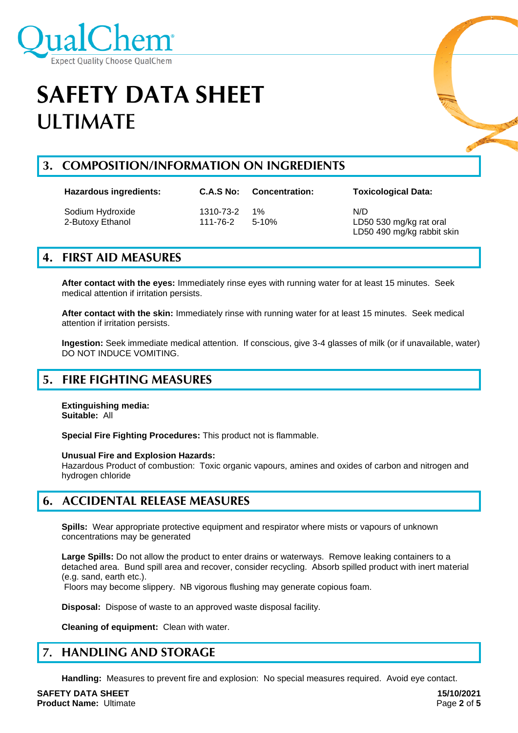# SAFETY DATA SHEET
## ULTIMATE

## 3. COMPOSITION/INFORMATION ON INGREDIENTS

| Hazardous ingredients: | C.A.S No: | Concentration: | Toxicological Data: |
|---|---|---|---|
| Sodium Hydroxide | 1310-73-2 | 1% | N/D |
| 2-Butoxy Ethanol | 111-76-2 | 5-10% | LD50 530 mg/kg rat oral<br>LD50 490 mg/kg rabbit skin |

## 4. FIRST AID MEASURES

**After contact with the eyes:** Immediately rinse eyes with running water for at least 15 minutes. Seek medical attention if irritation persists.

**After contact with the skin:** Immediately rinse with running water for at least 15 minutes. Seek medical attention if irritation persists.

**Ingestion:** Seek immediate medical attention. If conscious, give 3-4 glasses of milk (or if unavailable, water) DO NOT INDUCE VOMITING.

## 5. FIRE FIGHTING MEASURES

**Extinguishing media:**
**Suitable:** All

**Special Fire Fighting Procedures:** This product not is flammable.

**Unusual Fire and Explosion Hazards:**
Hazardous Product of combustion: Toxic organic vapours, amines and oxides of carbon and nitrogen and hydrogen chloride

## 6. ACCIDENTAL RELEASE MEASURES

**Spills:** Wear appropriate protective equipment and respirator where mists or vapours of unknown concentrations may be generated

**Large Spills:** Do not allow the product to enter drains or waterways. Remove leaking containers to a detached area. Bund spill area and recover, consider recycling. Absorb spilled product with inert material (e.g. sand, earth etc.).
Floors may become slippery. NB vigorous flushing may generate copious foam.

**Disposal:** Dispose of waste to an approved waste disposal facility.

**Cleaning of equipment:** Clean with water.

## 7. HANDLING AND STORAGE

**Handling:** Measures to prevent fire and explosion: No special measures required. Avoid eye contact.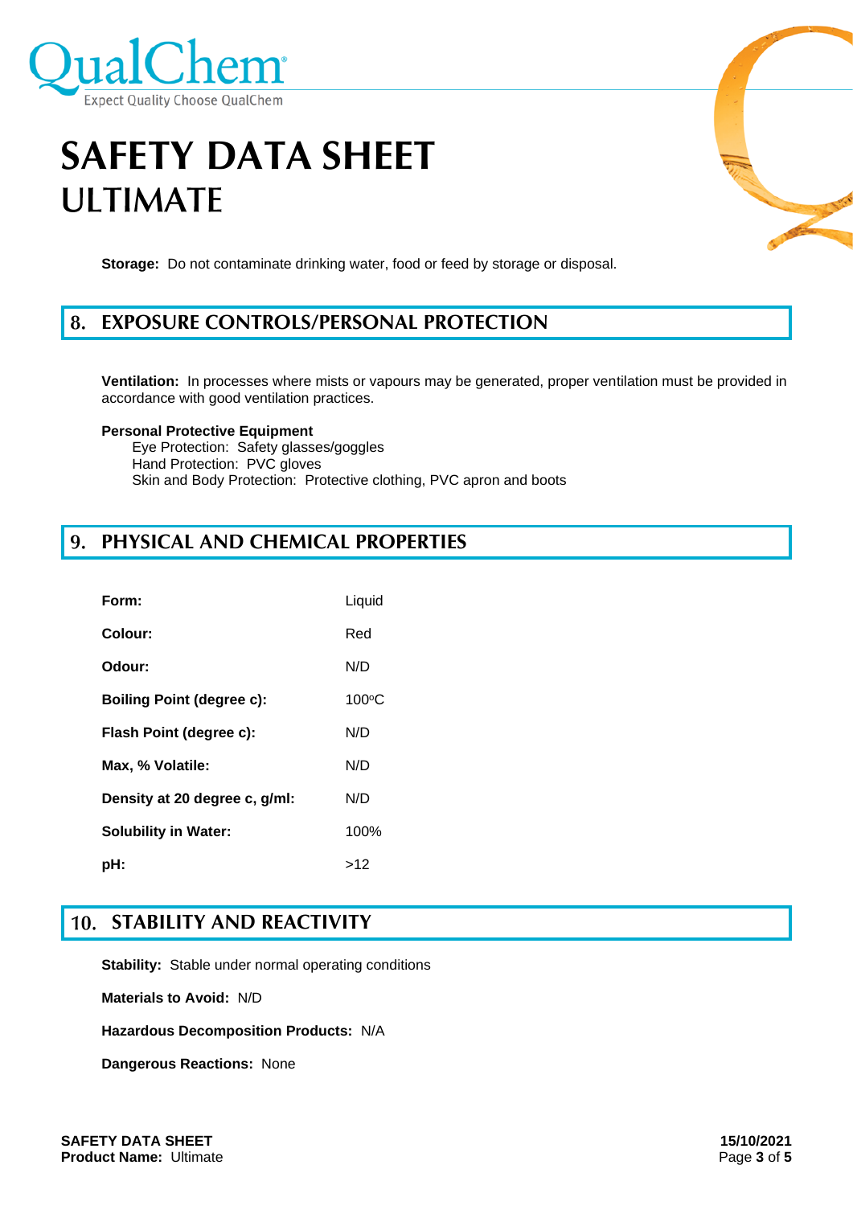**Storage:** Do not contaminate drinking water, food or feed by storage or disposal.

## 8. EXPOSURE CONTROLS/PERSONAL PROTECTION

**Ventilation:** In processes where mists or vapours may be generated, proper ventilation must be provided in accordance with good ventilation practices.

**Personal Protective Equipment**

Eye Protection: Safety glasses/goggles
Hand Protection: PVC gloves
Skin and Body Protection: Protective clothing, PVC apron and boots

## 9. PHYSICAL AND CHEMICAL PROPERTIES

| | |
|---|---|
| **Form:** | Liquid |
| **Colour:** | Red |
| **Odour:** | N/D |
| **Boiling Point (degree c):** | 100°C |
| **Flash Point (degree c):** | N/D |
| **Max, % Volatile:** | N/D |
| **Density at 20 degree c, g/ml:** | N/D |
| **Solubility in Water:** | 100% |
| **pH:** | >12 |

## 10. STABILITY AND REACTIVITY

**Stability:** Stable under normal operating conditions

**Materials to Avoid:** N/D

**Hazardous Decomposition Products:** N/A

**Dangerous Reactions:** None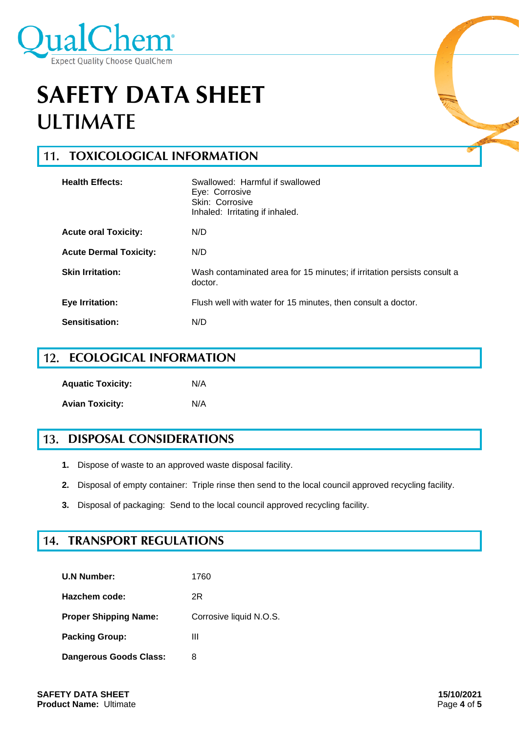# SAFETY DATA SHEET
## ULTIMATE

## 11. TOXICOLOGICAL INFORMATION

| | |
|---|---|
| **Health Effects:** | Swallowed: Harmful if swallowed<br>Eye: Corrosive<br>Skin: Corrosive<br>Inhaled: Irritating if inhaled. |
| **Acute oral Toxicity:** | N/D |
| **Acute Dermal Toxicity:** | N/D |
| **Skin Irritation:** | Wash contaminated area for 15 minutes; if irritation persists consult a doctor. |
| **Eye Irritation:** | Flush well with water for 15 minutes, then consult a doctor. |
| **Sensitisation:** | N/D |

## 12. ECOLOGICAL INFORMATION

| | |
|---|---|
| **Aquatic Toxicity:** | N/A |
| **Avian Toxicity:** | N/A |

## 13. DISPOSAL CONSIDERATIONS

1. Dispose of waste to an approved waste disposal facility.
2. Disposal of empty container: Triple rinse then send to the local council approved recycling facility.
3. Disposal of packaging: Send to the local council approved recycling facility.

## 14. TRANSPORT REGULATIONS

| | |
|---|---|
| **U.N Number:** | 1760 |
| **Hazchem code:** | 2R |
| **Proper Shipping Name:** | Corrosive liquid N.O.S. |
| **Packing Group:** | III |
| **Dangerous Goods Class:** | 8 |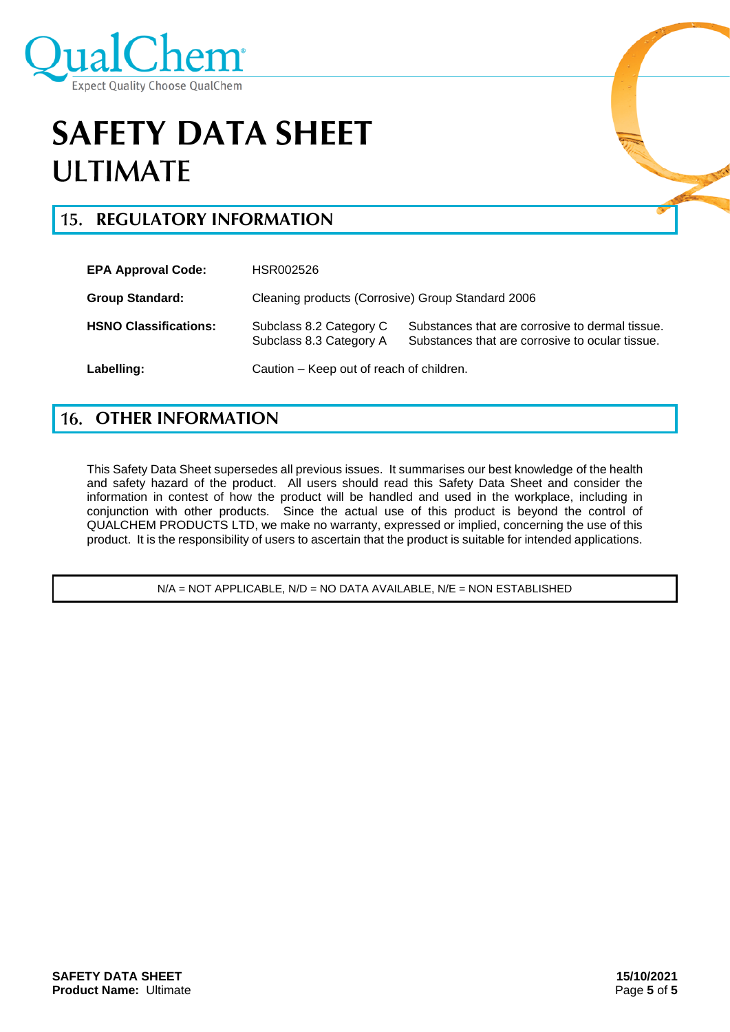# SAFETY DATA SHEET
# ULTIMATE

## 15. REGULATORY INFORMATION

| | | |
|---|---|---|
| **EPA Approval Code:** | HSR002526 | |
| **Group Standard:** | Cleaning products (Corrosive) Group Standard 2006 | |
| **HSNO Classifications:** | Subclass 8.2 Category C<br>Subclass 8.3 Category A | Substances that are corrosive to dermal tissue.<br>Substances that are corrosive to ocular tissue. |
| **Labelling:** | Caution – Keep out of reach of children. | |

## 16. OTHER INFORMATION

This Safety Data Sheet supersedes all previous issues. It summarises our best knowledge of the health and safety hazard of the product. All users should read this Safety Data Sheet and consider the information in contest of how the product will be handled and used in the workplace, including in conjunction with other products. Since the actual use of this product is beyond the control of QUALCHEM PRODUCTS LTD, we make no warranty, expressed or implied, concerning the use of this product. It is the responsibility of users to ascertain that the product is suitable for intended applications.

N/A = NOT APPLICABLE, N/D = NO DATA AVAILABLE, N/E = NON ESTABLISHED